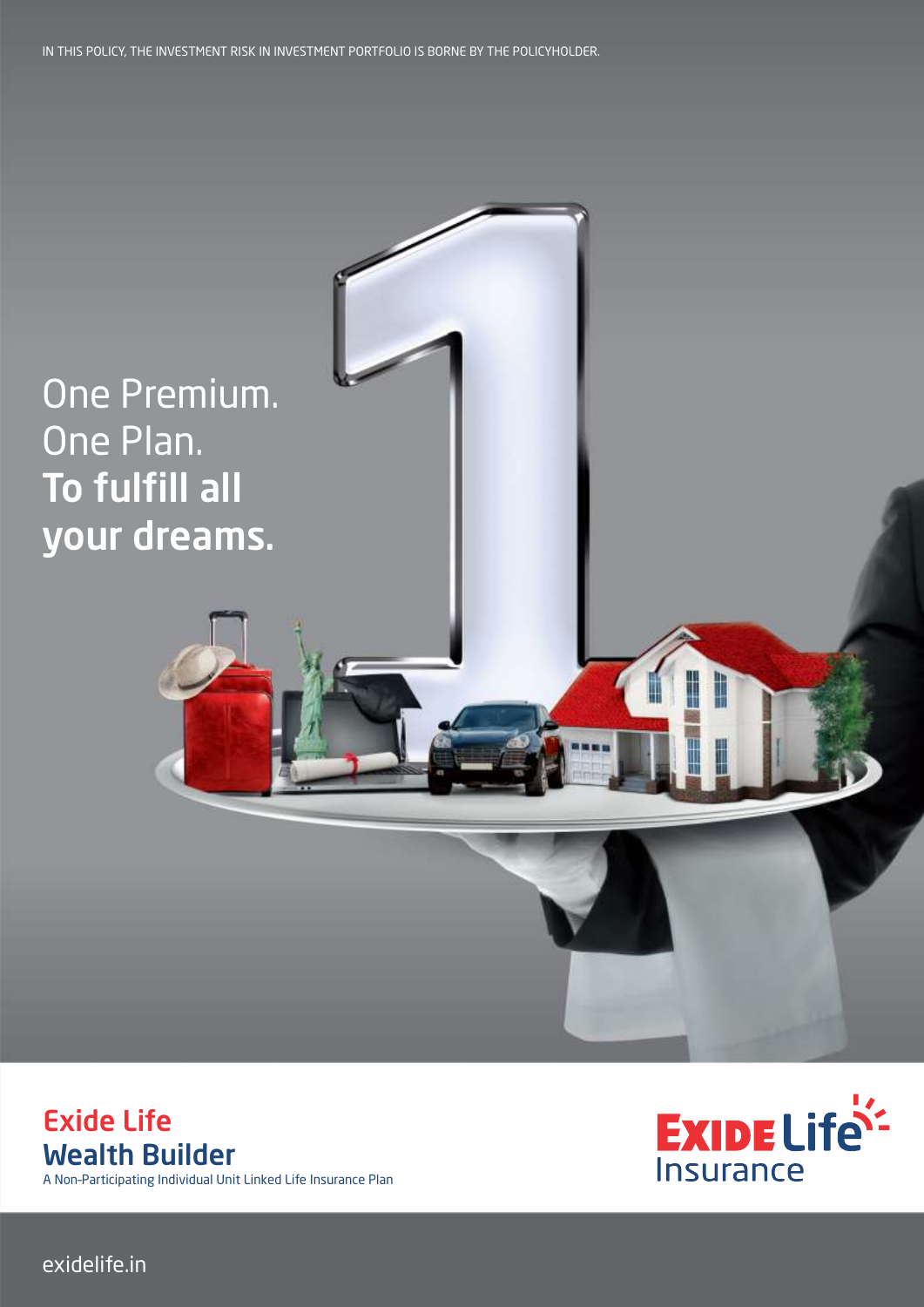IN THIS POLICY, THE INVESTMENT RISK IN INVESTMENT PORTFOLIO IS BORNE BY THE POLICYHOLDER.

One Premium.
One Plan.
**To fulfill all your dreams.**

# Exide Life Wealth Builder

A Non-Participating Individual Unit Linked Life Insurance Plan

Exide Life Insurance

exidelife.in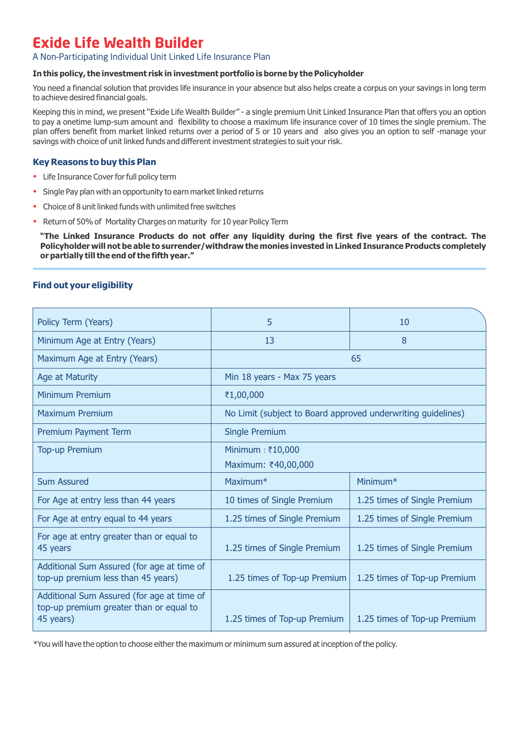# Exide Life Wealth Builder

A Non-Participating Individual Unit Linked Life Insurance Plan

**In this policy, the investment risk in investment portfolio is borne by the Policyholder**

You need a financial solution that provides life insurance in your absence but also helps create a corpus on your savings in long term to achieve desired financial goals.

Keeping this in mind, we present "Exide Life Wealth Builder" - a single premium Unit Linked Insurance Plan that offers you an option to pay a onetime lump-sum amount and flexibility to choose a maximum life insurance cover of 10 times the single premium. The plan offers benefit from market linked returns over a period of 5 or 10 years and also gives you an option to self -manage your savings with choice of unit linked funds and different investment strategies to suit your risk.

### Key Reasons to buy this Plan

- Life Insurance Cover for full policy term
- Single Pay plan with an opportunity to earn market linked returns
- Choice of 8 unit linked funds with unlimited free switches
- Return of 50% of Mortality Charges on maturity for 10 year Policy Term

**"The Linked Insurance Products do not offer any liquidity during the first five years of the contract. The Policyholder will not be able to surrender/withdraw the monies invested in Linked Insurance Products completely or partially till the end of the fifth year."**

### Find out your eligibility

| Policy Term (Years) | 5 | 10 |
|---|---|---|
| Minimum Age at Entry (Years) | 13 | 8 |
| Maximum Age at Entry (Years) | 65 | |
| Age at Maturity | Min 18 years - Max 75 years | |
| Minimum Premium | ₹1,00,000 | |
| Maximum Premium | No Limit (subject to Board approved underwriting guidelines) | |
| Premium Payment Term | Single Premium | |
| Top-up Premium | Minimum : ₹10,000<br>Maximum: ₹40,00,000 | |
| Sum Assured | Maximum* | Minimum* |
| For Age at entry less than 44 years | 10 times of Single Premium | 1.25 times of Single Premium |
| For Age at entry equal to 44 years | 1.25 times of Single Premium | 1.25 times of Single Premium |
| For age at entry greater than or equal to 45 years | 1.25 times of Single Premium | 1.25 times of Single Premium |
| Additional Sum Assured (for age at time of top-up premium less than 45 years) | 1.25 times of Top-up Premium | 1.25 times of Top-up Premium |
| Additional Sum Assured (for age at time of top-up premium greater than or equal to 45 years) | 1.25 times of Top-up Premium | 1.25 times of Top-up Premium |

*You will have the option to choose either the maximum or minimum sum assured at inception of the policy.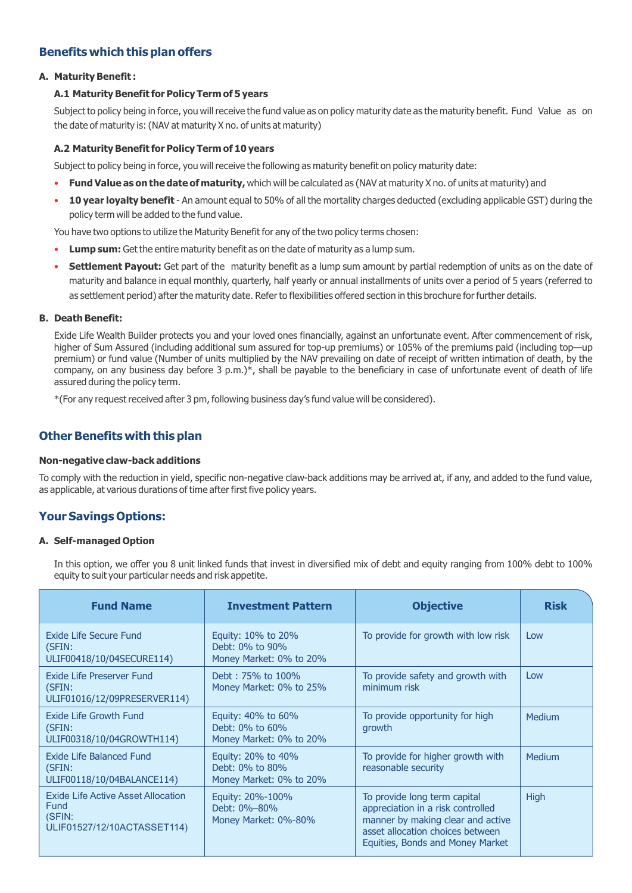## Benefits which this plan offers

**A. Maturity Benefit :**

**A.1 Maturity Benefit for Policy Term of 5 years**

Subject to policy being in force, you will receive the fund value as on policy maturity date as the maturity benefit. Fund Value as on the date of maturity is: (NAV at maturity X no. of units at maturity)

**A.2 Maturity Benefit for Policy Term of 10 years**

Subject to policy being in force, you will receive the following as maturity benefit on policy maturity date:

- **Fund Value as on the date of maturity,** which will be calculated as (NAV at maturity X no. of units at maturity) and
- **10 year loyalty benefit** - An amount equal to 50% of all the mortality charges deducted (excluding applicable GST) during the policy term will be added to the fund value.

You have two options to utilize the Maturity Benefit for any of the two policy terms chosen:

- **Lump sum:** Get the entire maturity benefit as on the date of maturity as a lump sum.
- **Settlement Payout:** Get part of the maturity benefit as a lump sum amount by partial redemption of units as on the date of maturity and balance in equal monthly, quarterly, half yearly or annual installments of units over a period of 5 years (referred to as settlement period) after the maturity date. Refer to flexibilities offered section in this brochure for further details.

**B. Death Benefit:**

Exide Life Wealth Builder protects you and your loved ones financially, against an unfortunate event. After commencement of risk, higher of Sum Assured (including additional sum assured for top-up premiums) or 105% of the premiums paid (including top—up premium) or fund value (Number of units multiplied by the NAV prevailing on date of receipt of written intimation of death, by the company, on any business day before 3 p.m.)*, shall be payable to the beneficiary in case of unfortunate event of death of life assured during the policy term.

*(For any request received after 3 pm, following business day's fund value will be considered).

## Other Benefits with this plan

**Non-negative claw-back additions**

To comply with the reduction in yield, specific non-negative claw-back additions may be arrived at, if any, and added to the fund value, as applicable, at various durations of time after first five policy years.

## Your Savings Options:

**A. Self-managed Option**

In this option, we offer you 8 unit linked funds that invest in diversified mix of debt and equity ranging from 100% debt to 100% equity to suit your particular needs and risk appetite.

| Fund Name | Investment Pattern | Objective | Risk |
|---|---|---|---|
| Exide Life Secure Fund (SFIN: ULIF00418/10/04SECURE114) | Equity: 10% to 20%<br>Debt: 0% to 90%<br>Money Market: 0% to 20% | To provide for growth with low risk | Low |
| Exide Life Preserver Fund (SFIN: ULIF01016/12/09PRESERVER114) | Debt : 75% to 100%<br>Money Market: 0% to 25% | To provide safety and growth with minimum risk | Low |
| Exide Life Growth Fund (SFIN: ULIF00318/10/04GROWTH114) | Equity: 40% to 60%<br>Debt: 0% to 60%<br>Money Market: 0% to 20% | To provide opportunity for high growth | Medium |
| Exide Life Balanced Fund (SFIN: ULIF00118/10/04BALANCE114) | Equity: 20% to 40%<br>Debt: 0% to 80%<br>Money Market: 0% to 20% | To provide for higher growth with reasonable security | Medium |
| Exide Life Active Asset Allocation Fund (SFIN: ULIF01527/12/10ACTASSET114) | Equity: 20%-100%<br>Debt: 0%–80%<br>Money Market: 0%-80% | To provide long term capital appreciation in a risk controlled manner by making clear and active asset allocation choices between Equities, Bonds and Money Market | High |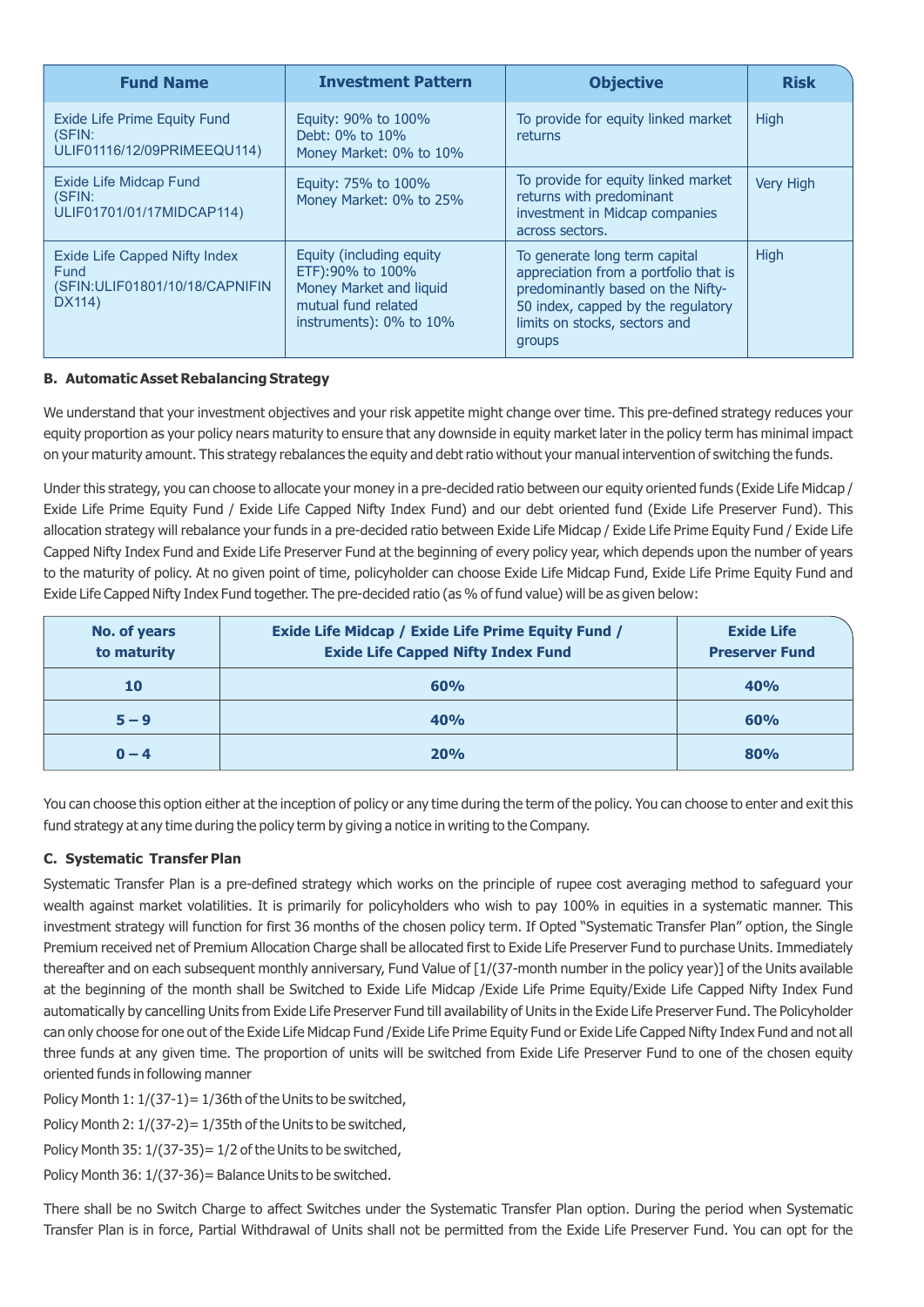| Fund Name | Investment Pattern | Objective | Risk |
|---|---|---|---|
| Exide Life Prime Equity Fund (SFIN: ULIF01116/12/09PRIMEEQU114) | Equity: 90% to 100%<br>Debt: 0% to 10%<br>Money Market: 0% to 10% | To provide for equity linked market returns | High |
| Exide Life Midcap Fund (SFIN: ULIF01701/01/17MIDCAP114) | Equity: 75% to 100%<br>Money Market: 0% to 25% | To provide for equity linked market returns with predominant investment in Midcap companies across sectors. | Very High |
| Exide Life Capped Nifty Index Fund (SFIN:ULIF01801/10/18/CAPNIFINDX114) | Equity (including equity ETF):90% to 100%<br>Money Market and liquid mutual fund related instruments): 0% to 10% | To generate long term capital appreciation from a portfolio that is predominantly based on the Nifty-50 index, capped by the regulatory limits on stocks, sectors and groups | High |

**B. Automatic Asset Rebalancing Strategy**

We understand that your investment objectives and your risk appetite might change over time. This pre-defined strategy reduces your equity proportion as your policy nears maturity to ensure that any downside in equity market later in the policy term has minimal impact on your maturity amount. This strategy rebalances the equity and debt ratio without your manual intervention of switching the funds.

Under this strategy, you can choose to allocate your money in a pre-decided ratio between our equity oriented funds (Exide Life Midcap / Exide Life Prime Equity Fund / Exide Life Capped Nifty Index Fund) and our debt oriented fund (Exide Life Preserver Fund). This allocation strategy will rebalance your funds in a pre-decided ratio between Exide Life Midcap / Exide Life Prime Equity Fund / Exide Life Capped Nifty Index Fund and Exide Life Preserver Fund at the beginning of every policy year, which depends upon the number of years to the maturity of policy. At no given point of time, policyholder can choose Exide Life Midcap Fund, Exide Life Prime Equity Fund and Exide Life Capped Nifty Index Fund together. The pre-decided ratio (as % of fund value) will be as given below:

| No. of years to maturity | Exide Life Midcap / Exide Life Prime Equity Fund / Exide Life Capped Nifty Index Fund | Exide Life Preserver Fund |
|---|---|---|
| 10 | 60% | 40% |
| 5 – 9 | 40% | 60% |
| 0 – 4 | 20% | 80% |

You can choose this option either at the inception of policy or any time during the term of the policy. You can choose to enter and exit this fund strategy at any time during the policy term by giving a notice in writing to the Company.

**C. Systematic Transfer Plan**

Systematic Transfer Plan is a pre-defined strategy which works on the principle of rupee cost averaging method to safeguard your wealth against market volatilities. It is primarily for policyholders who wish to pay 100% in equities in a systematic manner. This investment strategy will function for first 36 months of the chosen policy term. If Opted "Systematic Transfer Plan" option, the Single Premium received net of Premium Allocation Charge shall be allocated first to Exide Life Preserver Fund to purchase Units. Immediately thereafter and on each subsequent monthly anniversary, Fund Value of [1/(37-month number in the policy year)] of the Units available at the beginning of the month shall be Switched to Exide Life Midcap /Exide Life Prime Equity/Exide Life Capped Nifty Index Fund automatically by cancelling Units from Exide Life Preserver Fund till availability of Units in the Exide Life Preserver Fund. The Policyholder can only choose for one out of the Exide Life Midcap Fund /Exide Life Prime Equity Fund or Exide Life Capped Nifty Index Fund and not all three funds at any given time. The proportion of units will be switched from Exide Life Preserver Fund to one of the chosen equity oriented funds in following manner

Policy Month 1: 1/(37-1)= 1/36th of the Units to be switched,

Policy Month 2: 1/(37-2)= 1/35th of the Units to be switched,

Policy Month 35: 1/(37-35)= 1/2 of the Units to be switched,

Policy Month 36: 1/(37-36)= Balance Units to be switched.

There shall be no Switch Charge to affect Switches under the Systematic Transfer Plan option. During the period when Systematic Transfer Plan is in force, Partial Withdrawal of Units shall not be permitted from the Exide Life Preserver Fund. You can opt for the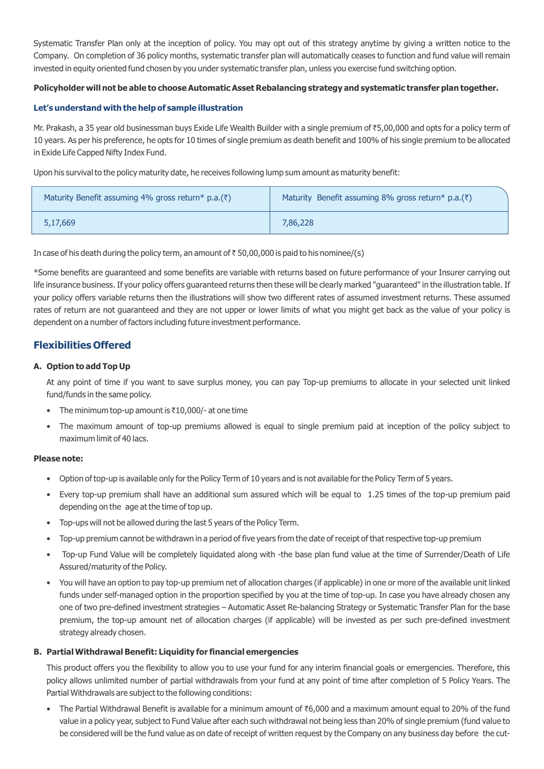Systematic Transfer Plan only at the inception of policy. You may opt out of this strategy anytime by giving a written notice to the Company. On completion of 36 policy months, systematic transfer plan will automatically ceases to function and fund value will remain invested in equity oriented fund chosen by you under systematic transfer plan, unless you exercise fund switching option.

**Policyholder will not be able to choose Automatic Asset Rebalancing strategy and systematic transfer plan together.**

**Let's understand with the help of sample illustration**

Mr. Prakash, a 35 year old businessman buys Exide Life Wealth Builder with a single premium of ₹5,00,000 and opts for a policy term of 10 years. As per his preference, he opts for 10 times of single premium as death benefit and 100% of his single premium to be allocated in Exide Life Capped Nifty Index Fund.

Upon his survival to the policy maturity date, he receives following lump sum amount as maturity benefit:

| Maturity Benefit assuming 4% gross return* p.a.(₹) | Maturity Benefit assuming 8% gross return* p.a.(₹) |
|---|---|
| 5,17,669 | 7,86,228 |

In case of his death during the policy term, an amount of ₹ 50,00,000 is paid to his nominee/(s)

*Some benefits are guaranteed and some benefits are variable with returns based on future performance of your Insurer carrying out life insurance business. If your policy offers guaranteed returns then these will be clearly marked "guaranteed" in the illustration table. If your policy offers variable returns then the illustrations will show two different rates of assumed investment returns. These assumed rates of return are not guaranteed and they are not upper or lower limits of what you might get back as the value of your policy is dependent on a number of factors including future investment performance.

## Flexibilities Offered

### A. Option to add Top Up

At any point of time if you want to save surplus money, you can pay Top-up premiums to allocate in your selected unit linked fund/funds in the same policy.

- The minimum top-up amount is ₹10,000/- at one time
- The maximum amount of top-up premiums allowed is equal to single premium paid at inception of the policy subject to maximum limit of 40 lacs.

**Please note:**

- Option of top-up is available only for the Policy Term of 10 years and is not available for the Policy Term of 5 years.
- Every top-up premium shall have an additional sum assured which will be equal to 1.25 times of the top-up premium paid depending on the age at the time of top up.
- Top-ups will not be allowed during the last 5 years of the Policy Term.
- Top-up premium cannot be withdrawn in a period of five years from the date of receipt of that respective top-up premium
- Top-up Fund Value will be completely liquidated along with -the base plan fund value at the time of Surrender/Death of Life Assured/maturity of the Policy.
- You will have an option to pay top-up premium net of allocation charges (if applicable) in one or more of the available unit linked funds under self-managed option in the proportion specified by you at the time of top-up. In case you have already chosen any one of two pre-defined investment strategies – Automatic Asset Re-balancing Strategy or Systematic Transfer Plan for the base premium, the top-up amount net of allocation charges (if applicable) will be invested as per such pre-defined investment strategy already chosen.

### B. Partial Withdrawal Benefit: Liquidity for financial emergencies

This product offers you the flexibility to allow you to use your fund for any interim financial goals or emergencies. Therefore, this policy allows unlimited number of partial withdrawals from your fund at any point of time after completion of 5 Policy Years. The Partial Withdrawals are subject to the following conditions:

- The Partial Withdrawal Benefit is available for a minimum amount of ₹6,000 and a maximum amount equal to 20% of the fund value in a policy year, subject to Fund Value after each such withdrawal not being less than 20% of single premium (fund value to be considered will be the fund value as on date of receipt of written request by the Company on any business day before the cut-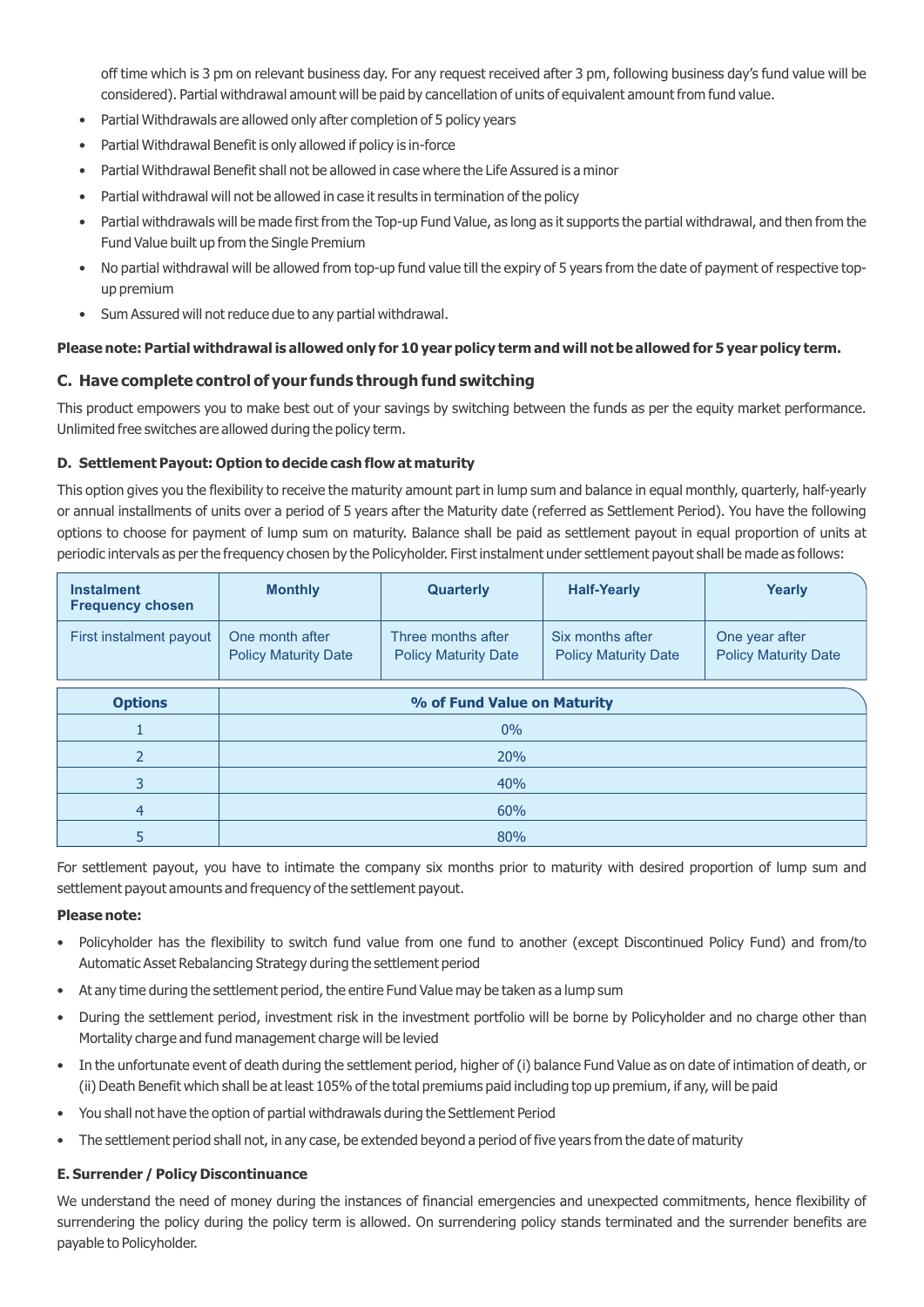off time which is 3 pm on relevant business day. For any request received after 3 pm, following business day's fund value will be considered). Partial withdrawal amount will be paid by cancellation of units of equivalent amount from fund value.

- Partial Withdrawals are allowed only after completion of 5 policy years
- Partial Withdrawal Benefit is only allowed if policy is in-force
- Partial Withdrawal Benefit shall not be allowed in case where the Life Assured is a minor
- Partial withdrawal will not be allowed in case it results in termination of the policy
- Partial withdrawals will be made first from the Top-up Fund Value, as long as it supports the partial withdrawal, and then from the Fund Value built up from the Single Premium
- No partial withdrawal will be allowed from top-up fund value till the expiry of 5 years from the date of payment of respective top-up premium
- Sum Assured will not reduce due to any partial withdrawal.

**Please note: Partial withdrawal is allowed only for 10 year policy term and will not be allowed for 5 year policy term.**

### C. Have complete control of your funds through fund switching

This product empowers you to make best out of your savings by switching between the funds as per the equity market performance. Unlimited free switches are allowed during the policy term.

#### D. Settlement Payout: Option to decide cash flow at maturity

This option gives you the flexibility to receive the maturity amount part in lump sum and balance in equal monthly, quarterly, half-yearly or annual installments of units over a period of 5 years after the Maturity date (referred as Settlement Period). You have the following options to choose for payment of lump sum on maturity. Balance shall be paid as settlement payout in equal proportion of units at periodic intervals as per the frequency chosen by the Policyholder. First instalment under settlement payout shall be made as follows:

| Instalment Frequency chosen | Monthly | Quarterly | Half-Yearly | Yearly |
|---|---|---|---|---|
| First instalment payout | One month after Policy Maturity Date | Three months after Policy Maturity Date | Six months after Policy Maturity Date | One year after Policy Maturity Date |

| Options | % of Fund Value on Maturity |
|---|---|
| 1 | 0% |
| 2 | 20% |
| 3 | 40% |
| 4 | 60% |
| 5 | 80% |

For settlement payout, you have to intimate the company six months prior to maturity with desired proportion of lump sum and settlement payout amounts and frequency of the settlement payout.

**Please note:**

- Policyholder has the flexibility to switch fund value from one fund to another (except Discontinued Policy Fund) and from/to Automatic Asset Rebalancing Strategy during the settlement period
- At any time during the settlement period, the entire Fund Value may be taken as a lump sum
- During the settlement period, investment risk in the investment portfolio will be borne by Policyholder and no charge other than Mortality charge and fund management charge will be levied
- In the unfortunate event of death during the settlement period, higher of (i) balance Fund Value as on date of intimation of death, or (ii) Death Benefit which shall be at least 105% of the total premiums paid including top up premium, if any, will be paid
- You shall not have the option of partial withdrawals during the Settlement Period
- The settlement period shall not, in any case, be extended beyond a period of five years from the date of maturity

#### E. Surrender / Policy Discontinuance

We understand the need of money during the instances of financial emergencies and unexpected commitments, hence flexibility of surrendering the policy during the policy term is allowed. On surrendering policy stands terminated and the surrender benefits are payable to Policyholder.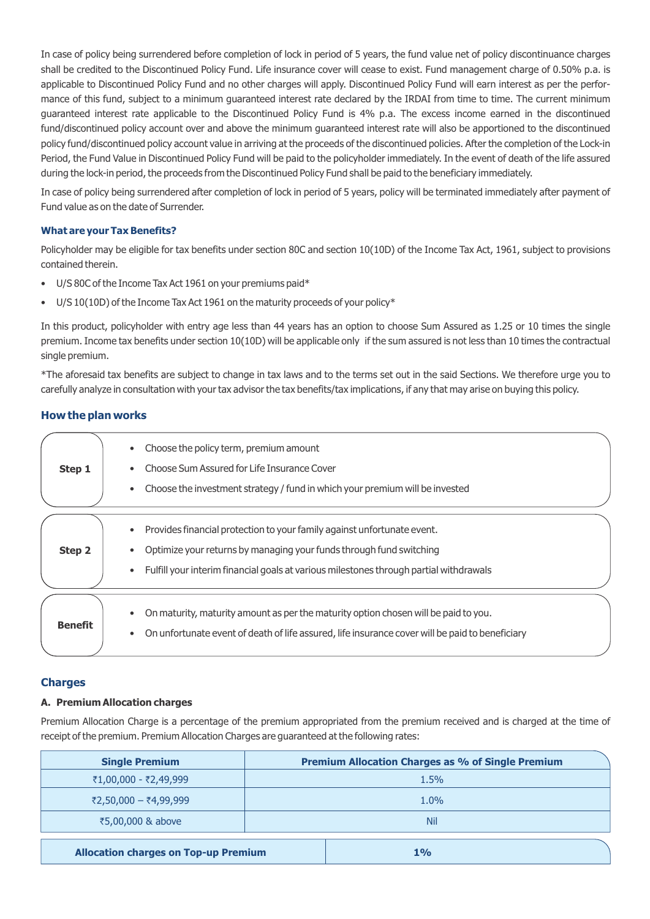In case of policy being surrendered before completion of lock in period of 5 years, the fund value net of policy discontinuance charges shall be credited to the Discontinued Policy Fund. Life insurance cover will cease to exist. Fund management charge of 0.50% p.a. is applicable to Discontinued Policy Fund and no other charges will apply. Discontinued Policy Fund will earn interest as per the performance of this fund, subject to a minimum guaranteed interest rate declared by the IRDAI from time to time. The current minimum guaranteed interest rate applicable to the Discontinued Policy Fund is 4% p.a. The excess income earned in the discontinued fund/discontinued policy account over and above the minimum guaranteed interest rate will also be apportioned to the discontinued policy fund/discontinued policy account value in arriving at the proceeds of the discontinued policies. After the completion of the Lock-in Period, the Fund Value in Discontinued Policy Fund will be paid to the policyholder immediately. In the event of death of the life assured during the lock-in period, the proceeds from the Discontinued Policy Fund shall be paid to the beneficiary immediately.

In case of policy being surrendered after completion of lock in period of 5 years, policy will be terminated immediately after payment of Fund value as on the date of Surrender.

### What are your Tax Benefits?

Policyholder may be eligible for tax benefits under section 80C and section 10(10D) of the Income Tax Act, 1961, subject to provisions contained therein.

- U/S 80C of the Income Tax Act 1961 on your premiums paid*
- U/S 10(10D) of the Income Tax Act 1961 on the maturity proceeds of your policy*

In this product, policyholder with entry age less than 44 years has an option to choose Sum Assured as 1.25 or 10 times the single premium. Income tax benefits under section 10(10D) will be applicable only if the sum assured is not less than 10 times the contractual single premium.

*The aforesaid tax benefits are subject to change in tax laws and to the terms set out in the said Sections. We therefore urge you to carefully analyze in consultation with your tax advisor the tax benefits/tax implications, if any that may arise on buying this policy.

## How the plan works

| | |
|---|---|
| **Step 1** | • Choose the policy term, premium amount<br>• Choose Sum Assured for Life Insurance Cover<br>• Choose the investment strategy / fund in which your premium will be invested |
| **Step 2** | • Provides financial protection to your family against unfortunate event.<br>• Optimize your returns by managing your funds through fund switching<br>• Fulfill your interim financial goals at various milestones through partial withdrawals |
| **Benefit** | • On maturity, maturity amount as per the maturity option chosen will be paid to you.<br>• On unfortunate event of death of life assured, life insurance cover will be paid to beneficiary |

## Charges

### A. Premium Allocation charges

Premium Allocation Charge is a percentage of the premium appropriated from the premium received and is charged at the time of receipt of the premium. Premium Allocation Charges are guaranteed at the following rates:

| Single Premium | Premium Allocation Charges as % of Single Premium |
|---|---|
| ₹1,00,000 - ₹2,49,999 | 1.5% |
| ₹2,50,000 – ₹4,99,999 | 1.0% |
| ₹5,00,000 & above | Nil |

| Allocation charges on Top-up Premium | 1% |
|---|---|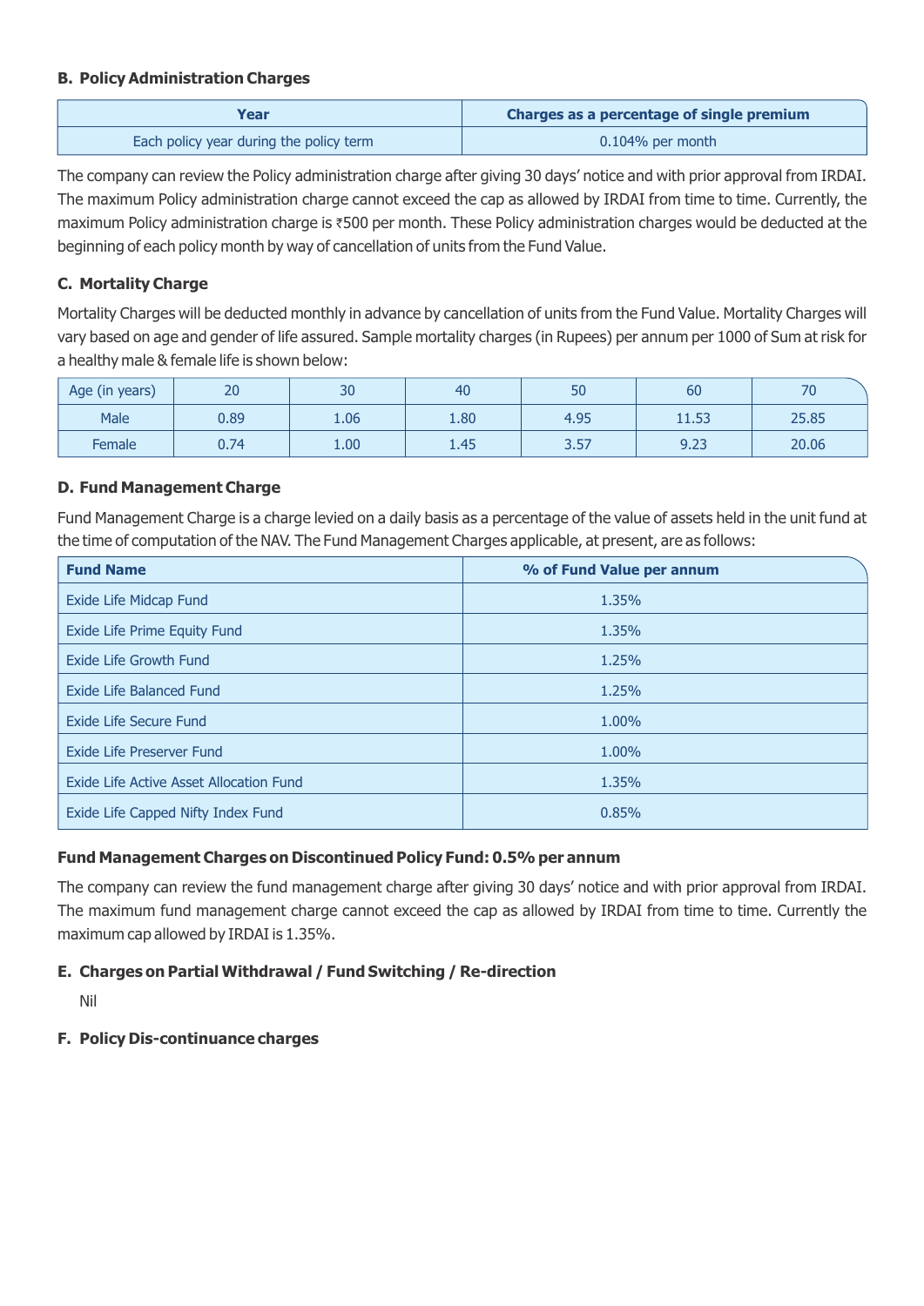### B. Policy Administration Charges

| Year | Charges as a percentage of single premium |
|---|---|
| Each policy year during the policy term | 0.104% per month |

The company can review the Policy administration charge after giving 30 days' notice and with prior approval from IRDAI. The maximum Policy administration charge cannot exceed the cap as allowed by IRDAI from time to time. Currently, the maximum Policy administration charge is ₹500 per month. These Policy administration charges would be deducted at the beginning of each policy month by way of cancellation of units from the Fund Value.

### C. Mortality Charge

Mortality Charges will be deducted monthly in advance by cancellation of units from the Fund Value. Mortality Charges will vary based on age and gender of life assured. Sample mortality charges (in Rupees) per annum per 1000 of Sum at risk for a healthy male & female life is shown below:

| Age (in years) | 20 | 30 | 40 | 50 | 60 | 70 |
|---|---|---|---|---|---|---|
| Male | 0.89 | 1.06 | 1.80 | 4.95 | 11.53 | 25.85 |
| Female | 0.74 | 1.00 | 1.45 | 3.57 | 9.23 | 20.06 |

### D. Fund Management Charge

Fund Management Charge is a charge levied on a daily basis as a percentage of the value of assets held in the unit fund at the time of computation of the NAV. The Fund Management Charges applicable, at present, are as follows:

| Fund Name | % of Fund Value per annum |
|---|---|
| Exide Life Midcap Fund | 1.35% |
| Exide Life Prime Equity Fund | 1.35% |
| Exide Life Growth Fund | 1.25% |
| Exide Life Balanced Fund | 1.25% |
| Exide Life Secure Fund | 1.00% |
| Exide Life Preserver Fund | 1.00% |
| Exide Life Active Asset Allocation Fund | 1.35% |
| Exide Life Capped Nifty Index Fund | 0.85% |

**Fund Management Charges on Discontinued Policy Fund: 0.5% per annum**

The company can review the fund management charge after giving 30 days' notice and with prior approval from IRDAI. The maximum fund management charge cannot exceed the cap as allowed by IRDAI from time to time. Currently the maximum cap allowed by IRDAI is 1.35%.

### E. Charges on Partial Withdrawal / Fund Switching / Re-direction

Nil

### F. Policy Dis-continuance charges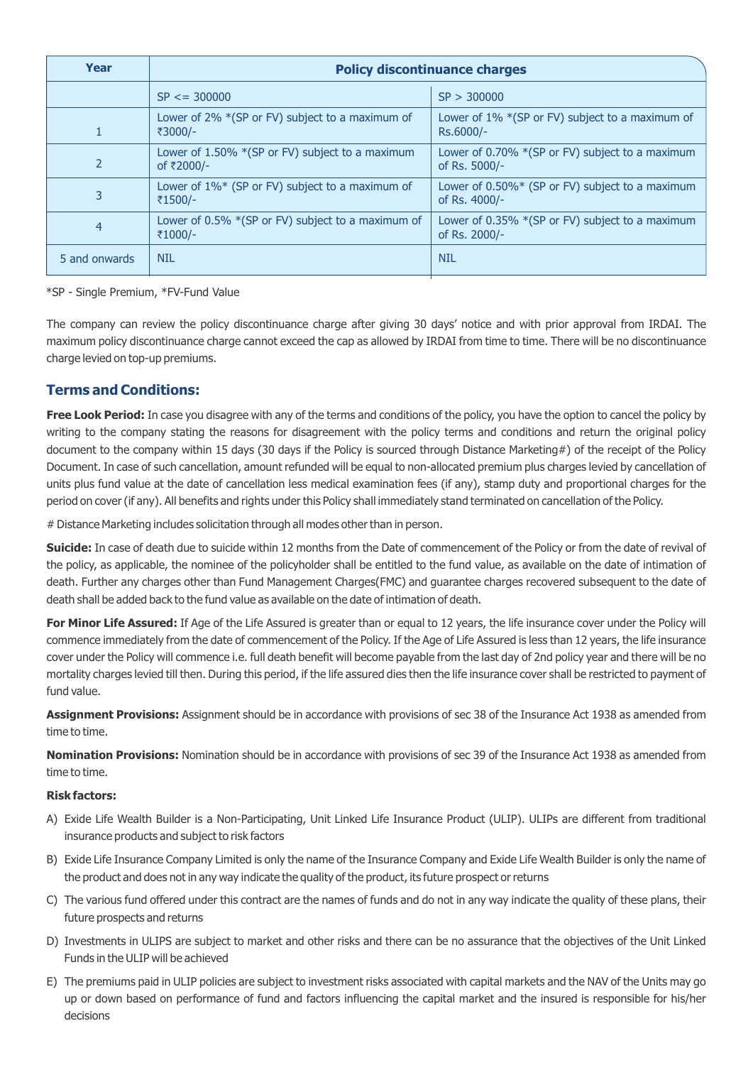| Year | Policy discontinuance charges | |
|---|---|---|
| | SP <= 300000 | SP > 300000 |
| 1 | Lower of 2% *(SP or FV) subject to a maximum of ₹3000/- | Lower of 1% *(SP or FV) subject to a maximum of Rs.6000/- |
| 2 | Lower of 1.50% *(SP or FV) subject to a maximum of ₹2000/- | Lower of 0.70% *(SP or FV) subject to a maximum of Rs. 5000/- |
| 3 | Lower of 1%* (SP or FV) subject to a maximum of ₹1500/- | Lower of 0.50%* (SP or FV) subject to a maximum of Rs. 4000/- |
| 4 | Lower of 0.5% *(SP or FV) subject to a maximum of ₹1000/- | Lower of 0.35% *(SP or FV) subject to a maximum of Rs. 2000/- |
| 5 and onwards | NIL | NIL |

*SP - Single Premium, *FV-Fund Value

The company can review the policy discontinuance charge after giving 30 days' notice and with prior approval from IRDAI. The maximum policy discontinuance charge cannot exceed the cap as allowed by IRDAI from time to time. There will be no discontinuance charge levied on top-up premiums.

## Terms and Conditions:

**Free Look Period:** In case you disagree with any of the terms and conditions of the policy, you have the option to cancel the policy by writing to the company stating the reasons for disagreement with the policy terms and conditions and return the original policy document to the company within 15 days (30 days if the Policy is sourced through Distance Marketing#) of the receipt of the Policy Document. In case of such cancellation, amount refunded will be equal to non-allocated premium plus charges levied by cancellation of units plus fund value at the date of cancellation less medical examination fees (if any), stamp duty and proportional charges for the period on cover (if any). All benefits and rights under this Policy shall immediately stand terminated on cancellation of the Policy.

# Distance Marketing includes solicitation through all modes other than in person.

**Suicide:** In case of death due to suicide within 12 months from the Date of commencement of the Policy or from the date of revival of the policy, as applicable, the nominee of the policyholder shall be entitled to the fund value, as available on the date of intimation of death. Further any charges other than Fund Management Charges(FMC) and guarantee charges recovered subsequent to the date of death shall be added back to the fund value as available on the date of intimation of death.

**For Minor Life Assured:** If Age of the Life Assured is greater than or equal to 12 years, the life insurance cover under the Policy will commence immediately from the date of commencement of the Policy. If the Age of Life Assured is less than 12 years, the life insurance cover under the Policy will commence i.e. full death benefit will become payable from the last day of 2nd policy year and there will be no mortality charges levied till then. During this period, if the life assured dies then the life insurance cover shall be restricted to payment of fund value.

**Assignment Provisions:** Assignment should be in accordance with provisions of sec 38 of the Insurance Act 1938 as amended from time to time.

**Nomination Provisions:** Nomination should be in accordance with provisions of sec 39 of the Insurance Act 1938 as amended from time to time.

**Risk factors:**

A) Exide Life Wealth Builder is a Non-Participating, Unit Linked Life Insurance Product (ULIP). ULIPs are different from traditional insurance products and subject to risk factors

B) Exide Life Insurance Company Limited is only the name of the Insurance Company and Exide Life Wealth Builder is only the name of the product and does not in any way indicate the quality of the product, its future prospect or returns

C) The various fund offered under this contract are the names of funds and do not in any way indicate the quality of these plans, their future prospects and returns

D) Investments in ULIPS are subject to market and other risks and there can be no assurance that the objectives of the Unit Linked Funds in the ULIP will be achieved

E) The premiums paid in ULIP policies are subject to investment risks associated with capital markets and the NAV of the Units may go up or down based on performance of fund and factors influencing the capital market and the insured is responsible for his/her decisions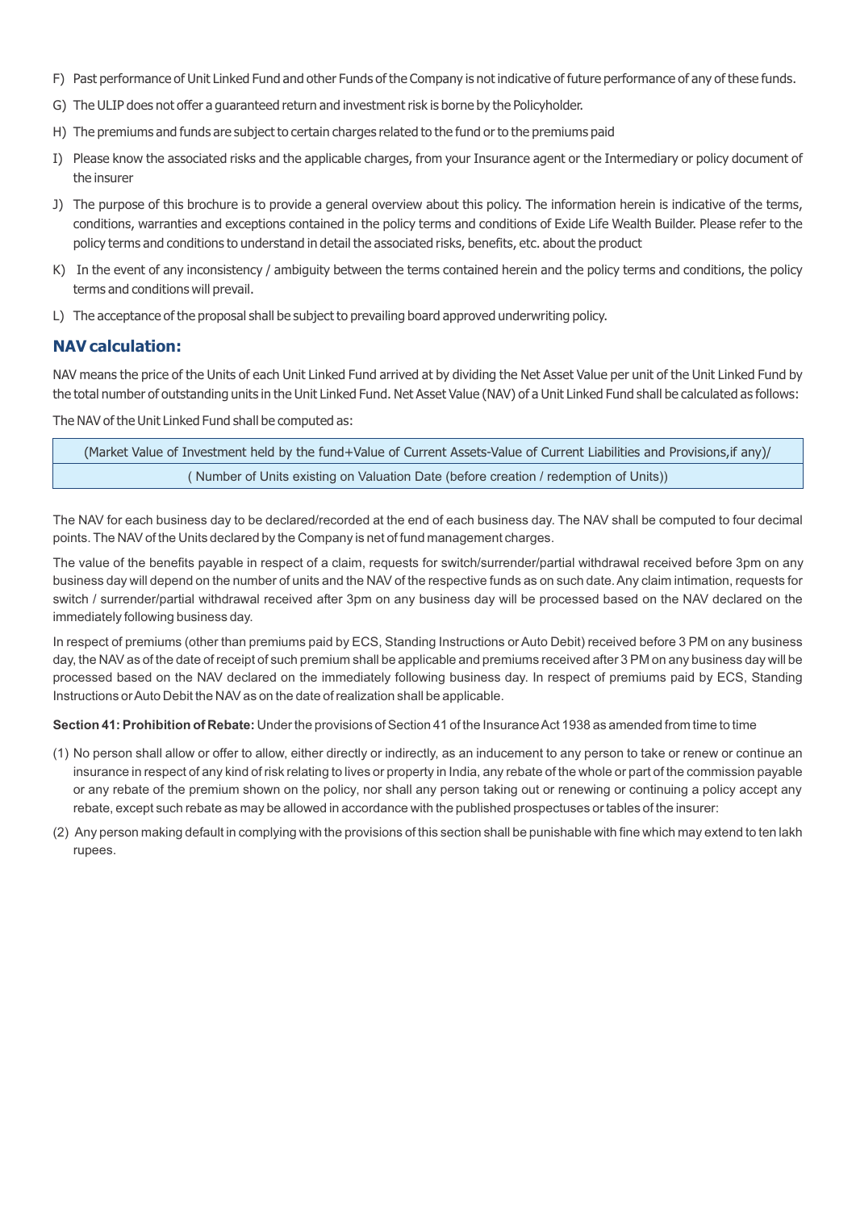F) Past performance of Unit Linked Fund and other Funds of the Company is not indicative of future performance of any of these funds.

G) The ULIP does not offer a guaranteed return and investment risk is borne by the Policyholder.

H) The premiums and funds are subject to certain charges related to the fund or to the premiums paid

I) Please know the associated risks and the applicable charges, from your Insurance agent or the Intermediary or policy document of the insurer

J) The purpose of this brochure is to provide a general overview about this policy. The information herein is indicative of the terms, conditions, warranties and exceptions contained in the policy terms and conditions of Exide Life Wealth Builder. Please refer to the policy terms and conditions to understand in detail the associated risks, benefits, etc. about the product

K) In the event of any inconsistency / ambiguity between the terms contained herein and the policy terms and conditions, the policy terms and conditions will prevail.

L) The acceptance of the proposal shall be subject to prevailing board approved underwriting policy.

## NAV calculation:

NAV means the price of the Units of each Unit Linked Fund arrived at by dividing the Net Asset Value per unit of the Unit Linked Fund by the total number of outstanding units in the Unit Linked Fund. Net Asset Value (NAV) of a Unit Linked Fund shall be calculated as follows:

The NAV of the Unit Linked Fund shall be computed as:

| (Market Value of Investment held by the fund+Value of Current Assets-Value of Current Liabilities and Provisions,if any)/ |
|---|
| ( Number of Units existing on Valuation Date (before creation / redemption of Units)) |

The NAV for each business day to be declared/recorded at the end of each business day. The NAV shall be computed to four decimal points. The NAV of the Units declared by the Company is net of fund management charges.

The value of the benefits payable in respect of a claim, requests for switch/surrender/partial withdrawal received before 3pm on any business day will depend on the number of units and the NAV of the respective funds as on such date. Any claim intimation, requests for switch / surrender/partial withdrawal received after 3pm on any business day will be processed based on the NAV declared on the immediately following business day.

In respect of premiums (other than premiums paid by ECS, Standing Instructions or Auto Debit) received before 3 PM on any business day, the NAV as of the date of receipt of such premium shall be applicable and premiums received after 3 PM on any business day will be processed based on the NAV declared on the immediately following business day. In respect of premiums paid by ECS, Standing Instructions or Auto Debit the NAV as on the date of realization shall be applicable.

**Section 41: Prohibition of Rebate:** Under the provisions of Section 41 of the Insurance Act 1938 as amended from time to time

(1) No person shall allow or offer to allow, either directly or indirectly, as an inducement to any person to take or renew or continue an insurance in respect of any kind of risk relating to lives or property in India, any rebate of the whole or part of the commission payable or any rebate of the premium shown on the policy, nor shall any person taking out or renewing or continuing a policy accept any rebate, except such rebate as may be allowed in accordance with the published prospectuses or tables of the insurer:

(2) Any person making default in complying with the provisions of this section shall be punishable with fine which may extend to ten lakh rupees.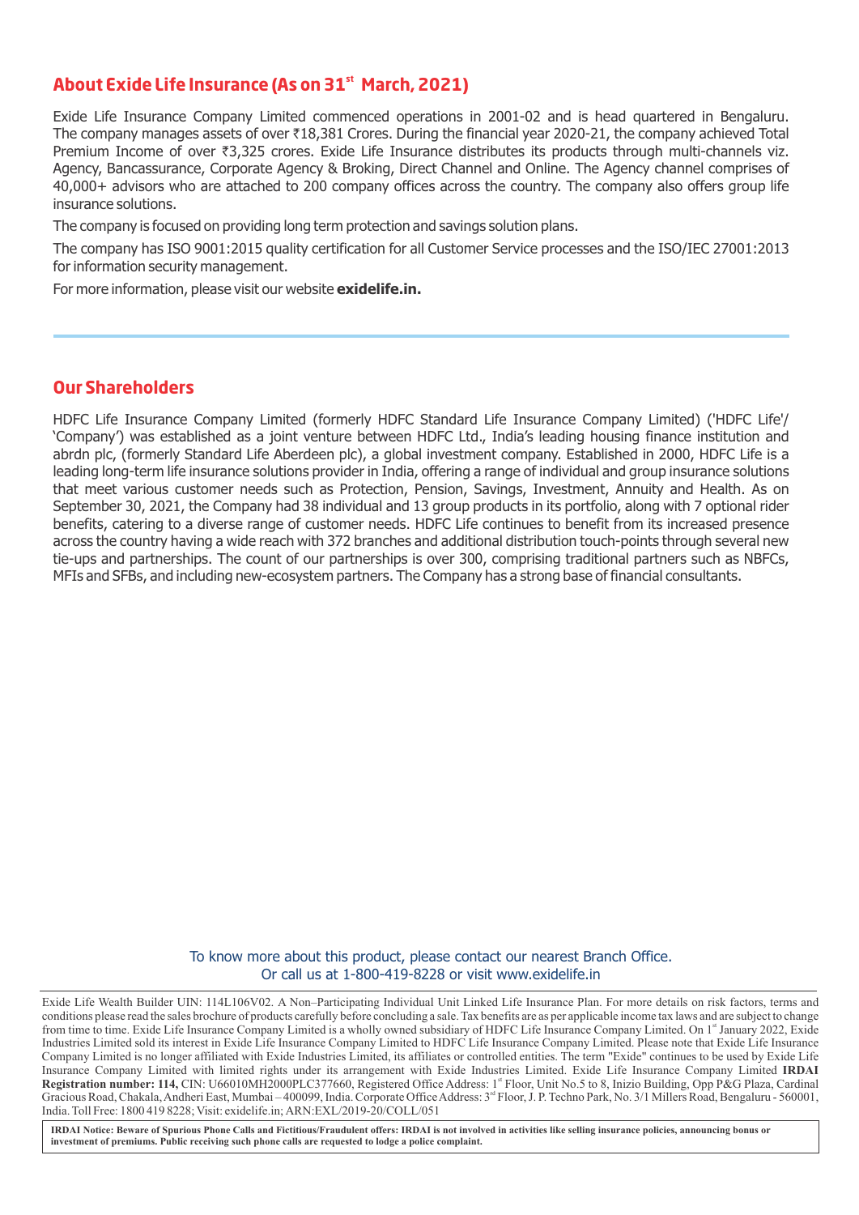## About Exide Life Insurance (As on 31st March, 2021)

Exide Life Insurance Company Limited commenced operations in 2001-02 and is head quartered in Bengaluru. The company manages assets of over ₹18,381 Crores. During the financial year 2020-21, the company achieved Total Premium Income of over ₹3,325 crores. Exide Life Insurance distributes its products through multi-channels viz. Agency, Bancassurance, Corporate Agency & Broking, Direct Channel and Online. The Agency channel comprises of 40,000+ advisors who are attached to 200 company offices across the country. The company also offers group life insurance solutions.

The company is focused on providing long term protection and savings solution plans.

The company has ISO 9001:2015 quality certification for all Customer Service processes and the ISO/IEC 27001:2013 for information security management.

For more information, please visit our website **exidelife.in.**

## Our Shareholders

HDFC Life Insurance Company Limited (formerly HDFC Standard Life Insurance Company Limited) ('HDFC Life'/ 'Company') was established as a joint venture between HDFC Ltd., India's leading housing finance institution and abrdn plc, (formerly Standard Life Aberdeen plc), a global investment company. Established in 2000, HDFC Life is a leading long-term life insurance solutions provider in India, offering a range of individual and group insurance solutions that meet various customer needs such as Protection, Pension, Savings, Investment, Annuity and Health. As on September 30, 2021, the Company had 38 individual and 13 group products in its portfolio, along with 7 optional rider benefits, catering to a diverse range of customer needs. HDFC Life continues to benefit from its increased presence across the country having a wide reach with 372 branches and additional distribution touch-points through several new tie-ups and partnerships. The count of our partnerships is over 300, comprising traditional partners such as NBFCs, MFIs and SFBs, and including new-ecosystem partners. The Company has a strong base of financial consultants.

To know more about this product, please contact our nearest Branch Office.
Or call us at 1-800-419-8228 or visit www.exidelife.in

Exide Life Wealth Builder UIN: 114L106V02. A Non–Participating Individual Unit Linked Life Insurance Plan. For more details on risk factors, terms and conditions please read the sales brochure of products carefully before concluding a sale. Tax benefits are as per applicable income tax laws and are subject to change from time to time. Exide Life Insurance Company Limited is a wholly owned subsidiary of HDFC Life Insurance Company Limited. On 1st January 2022, Exide Industries Limited sold its interest in Exide Life Insurance Company Limited to HDFC Life Insurance Company Limited. Please note that Exide Life Insurance Company Limited is no longer affiliated with Exide Industries Limited, its affiliates or controlled entities. The term "Exide" continues to be used by Exide Life Insurance Company Limited with limited rights under its arrangement with Exide Industries Limited. Exide Life Insurance Company Limited **IRDAI Registration number: 114,** CIN: U66010MH2000PLC377660, Registered Office Address: 1st Floor, Unit No.5 to 8, Inizio Building, Opp P&G Plaza, Cardinal Gracious Road, Chakala, Andheri East, Mumbai – 400099, India. Corporate Office Address: 3rd Floor, J. P. Techno Park, No. 3/1 Millers Road, Bengaluru - 560001, India. Toll Free: 1800 419 8228; Visit: exidelife.in; ARN:EXL/2019-20/COLL/051

**IRDAI Notice: Beware of Spurious Phone Calls and Fictitious/Fraudulent offers: IRDAI is not involved in activities like selling insurance policies, announcing bonus or investment of premiums. Public receiving such phone calls are requested to lodge a police complaint.**